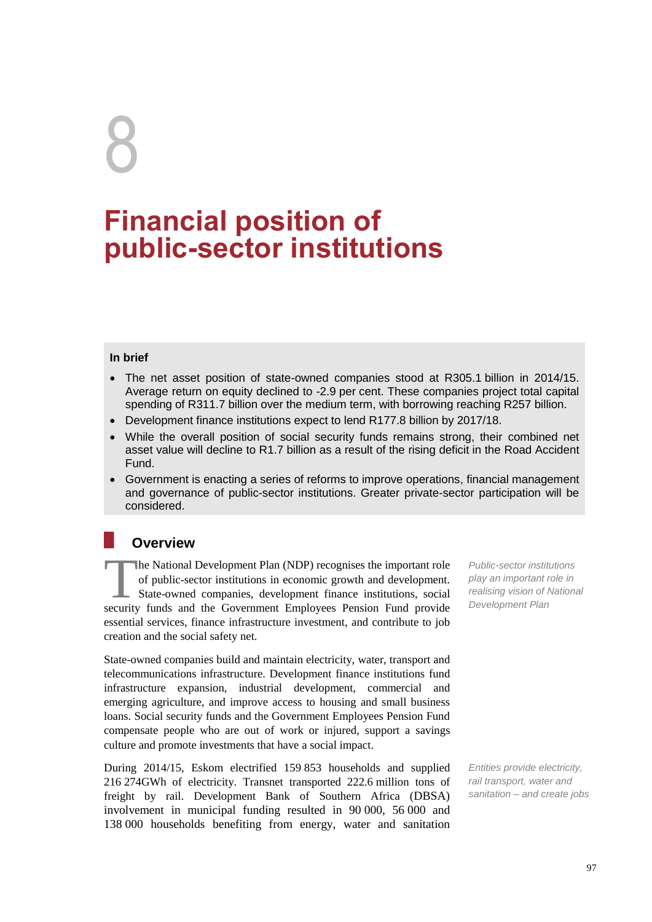# 8

# Financial position of public-sector institutions

**In brief**

- The net asset position of state-owned companies stood at R305.1 billion in 2014/15. Average return on equity declined to -2.9 per cent. These companies project total capital spending of R311.7 billion over the medium term, with borrowing reaching R257 billion.
- Development finance institutions expect to lend R177.8 billion by 2017/18.
- While the overall position of social security funds remains strong, their combined net asset value will decline to R1.7 billion as a result of the rising deficit in the Road Accident Fund.
- Government is enacting a series of reforms to improve operations, financial management and governance of public-sector institutions. Greater private-sector participation will be considered.

## Overview

The National Development Plan (NDP) recognises the important role of public-sector institutions in economic growth and development. State-owned companies, development finance institutions, social security funds and the Government Employees Pension Fund provide essential services, finance infrastructure investment, and contribute to job creation and the social safety net.

*Public-sector institutions play an important role in realising vision of National Development Plan*

State-owned companies build and maintain electricity, water, transport and telecommunications infrastructure. Development finance institutions fund infrastructure expansion, industrial development, commercial and emerging agriculture, and improve access to housing and small business loans. Social security funds and the Government Employees Pension Fund compensate people who are out of work or injured, support a savings culture and promote investments that have a social impact.

During 2014/15, Eskom electrified 159 853 households and supplied 216 274GWh of electricity. Transnet transported 222.6 million tons of freight by rail. Development Bank of Southern Africa (DBSA) involvement in municipal funding resulted in 90 000, 56 000 and 138 000 households benefiting from energy, water and sanitation

*Entities provide electricity, rail transport, water and sanitation – and create jobs*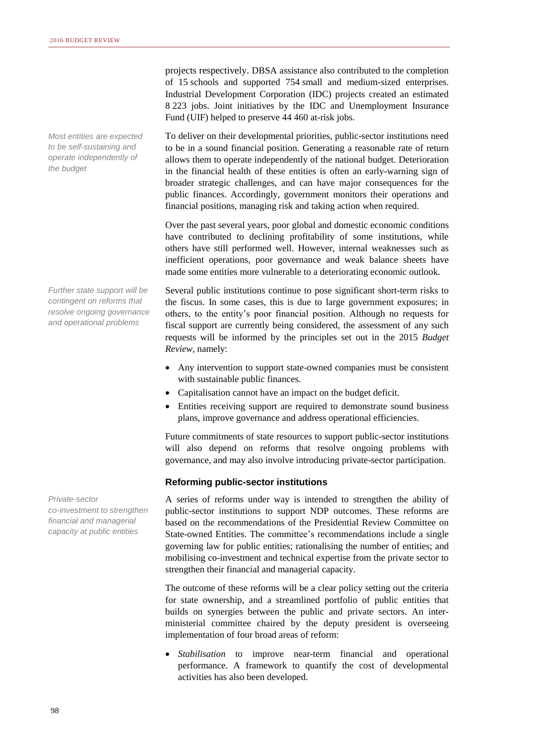projects respectively. DBSA assistance also contributed to the completion of 15 schools and supported 754 small and medium-sized enterprises. Industrial Development Corporation (IDC) projects created an estimated 8 223 jobs. Joint initiatives by the IDC and Unemployment Insurance Fund (UIF) helped to preserve 44 460 at-risk jobs.

*Most entities are expected to be self-sustaining and operate independently of the budget*

To deliver on their developmental priorities, public-sector institutions need to be in a sound financial position. Generating a reasonable rate of return allows them to operate independently of the national budget. Deterioration in the financial health of these entities is often an early-warning sign of broader strategic challenges, and can have major consequences for the public finances. Accordingly, government monitors their operations and financial positions, managing risk and taking action when required.

Over the past several years, poor global and domestic economic conditions have contributed to declining profitability of some institutions, while others have still performed well. However, internal weaknesses such as inefficient operations, poor governance and weak balance sheets have made some entities more vulnerable to a deteriorating economic outlook.

*Further state support will be contingent on reforms that resolve ongoing governance and operational problems*

Several public institutions continue to pose significant short-term risks to the fiscus. In some cases, this is due to large government exposures; in others, to the entity's poor financial position. Although no requests for fiscal support are currently being considered, the assessment of any such requests will be informed by the principles set out in the 2015 *Budget Review,* namely:

- Any intervention to support state-owned companies must be consistent with sustainable public finances.
- Capitalisation cannot have an impact on the budget deficit.
- Entities receiving support are required to demonstrate sound business plans, improve governance and address operational efficiencies.

Future commitments of state resources to support public-sector institutions will also depend on reforms that resolve ongoing problems with governance, and may also involve introducing private-sector participation.

### Reforming public-sector institutions

*Private-sector co-investment to strengthen financial and managerial capacity at public entities*

A series of reforms under way is intended to strengthen the ability of public-sector institutions to support NDP outcomes. These reforms are based on the recommendations of the Presidential Review Committee on State-owned Entities. The committee's recommendations include a single governing law for public entities; rationalising the number of entities; and mobilising co-investment and technical expertise from the private sector to strengthen their financial and managerial capacity.

The outcome of these reforms will be a clear policy setting out the criteria for state ownership, and a streamlined portfolio of public entities that builds on synergies between the public and private sectors. An inter-ministerial committee chaired by the deputy president is overseeing implementation of four broad areas of reform:

- *Stabilisation* to improve near-term financial and operational performance. A framework to quantify the cost of developmental activities has also been developed.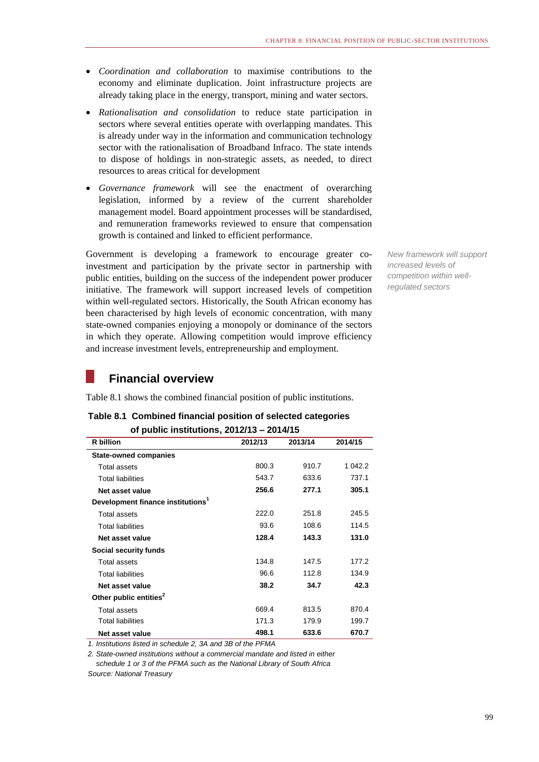- *Coordination and collaboration* to maximise contributions to the economy and eliminate duplication. Joint infrastructure projects are already taking place in the energy, transport, mining and water sectors.
- *Rationalisation and consolidation* to reduce state participation in sectors where several entities operate with overlapping mandates. This is already under way in the information and communication technology sector with the rationalisation of Broadband Infraco. The state intends to dispose of holdings in non-strategic assets, as needed, to direct resources to areas critical for development
- *Governance framework* will see the enactment of overarching legislation, informed by a review of the current shareholder management model. Board appointment processes will be standardised, and remuneration frameworks reviewed to ensure that compensation growth is contained and linked to efficient performance.

Government is developing a framework to encourage greater co-investment and participation by the private sector in partnership with public entities, building on the success of the independent power producer initiative. The framework will support increased levels of competition within well-regulated sectors. Historically, the South African economy has been characterised by high levels of economic concentration, with many state-owned companies enjoying a monopoly or dominance of the sectors in which they operate. Allowing competition would improve efficiency and increase investment levels, entrepreneurship and employment.

*New framework will support increased levels of competition within well-regulated sectors*

## Financial overview

Table 8.1 shows the combined financial position of public institutions.

**Table 8.1 Combined financial position of selected categories of public institutions, 2012/13 – 2014/15**

| R billion | 2012/13 | 2013/14 | 2014/15 |
|---|---|---|---|
| **State-owned companies** | | | |
| Total assets | 800.3 | 910.7 | 1 042.2 |
| Total liabilities | 543.7 | 633.6 | 737.1 |
| **Net asset value** | **256.6** | **277.1** | **305.1** |
| **Development finance institutions[1]** | | | |
| Total assets | 222.0 | 251.8 | 245.5 |
| Total liabilities | 93.6 | 108.6 | 114.5 |
| **Net asset value** | **128.4** | **143.3** | **131.0** |
| **Social security funds** | | | |
| Total assets | 134.8 | 147.5 | 177.2 |
| Total liabilities | 96.6 | 112.8 | 134.9 |
| **Net asset value** | **38.2** | **34.7** | **42.3** |
| **Other public entities[2]** | | | |
| Total assets | 669.4 | 813.5 | 870.4 |
| Total liabilities | 171.3 | 179.9 | 199.7 |
| **Net asset value** | **498.1** | **633.6** | **670.7** |

*1. Institutions listed in schedule 2, 3A and 3B of the PFMA*

*2. State-owned institutions without a commercial mandate and listed in either schedule 1 or 3 of the PFMA such as the National Library of South Africa*

*Source: National Treasury*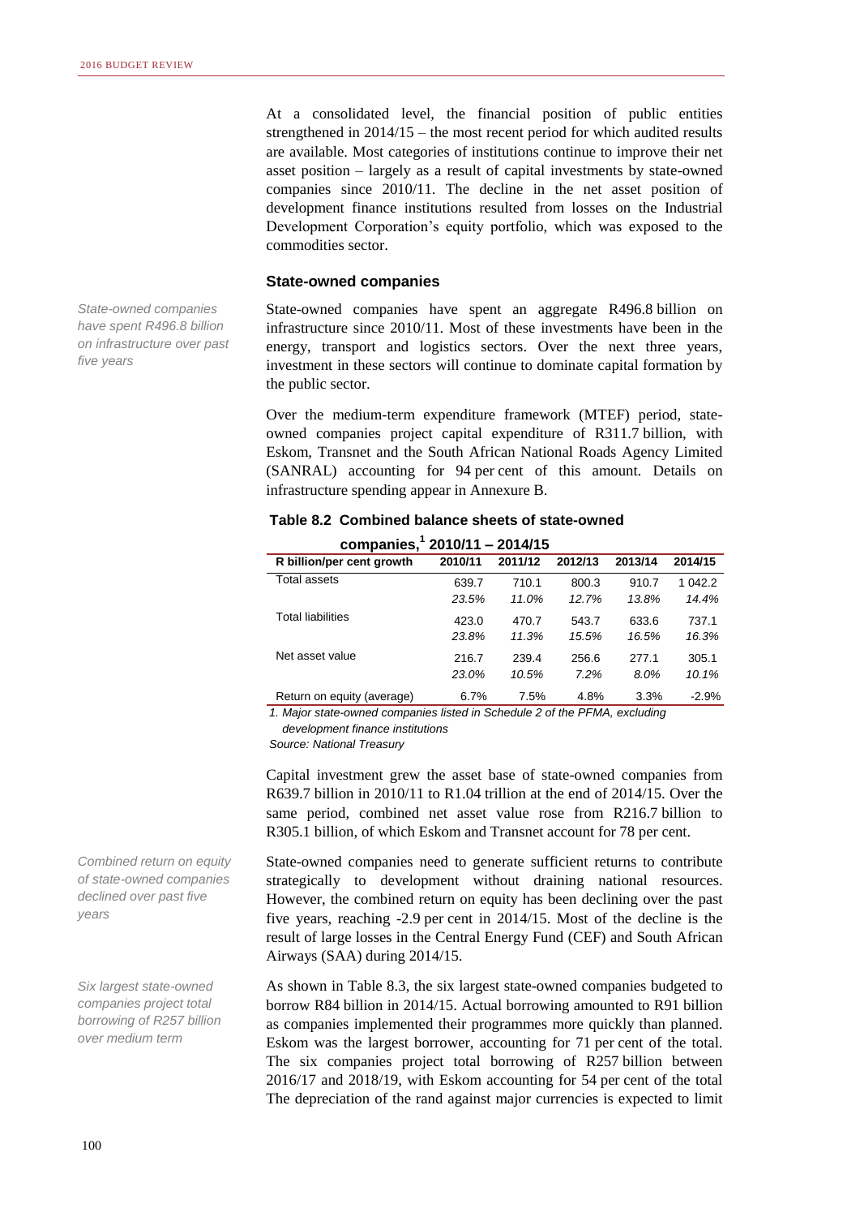At a consolidated level, the financial position of public entities strengthened in 2014/15 – the most recent period for which audited results are available. Most categories of institutions continue to improve their net asset position – largely as a result of capital investments by state-owned companies since 2010/11. The decline in the net asset position of development finance institutions resulted from losses on the Industrial Development Corporation's equity portfolio, which was exposed to the commodities sector.

### State-owned companies

*State-owned companies have spent R496.8 billion on infrastructure over past five years*

State-owned companies have spent an aggregate R496.8 billion on infrastructure since 2010/11. Most of these investments have been in the energy, transport and logistics sectors. Over the next three years, investment in these sectors will continue to dominate capital formation by the public sector.

Over the medium-term expenditure framework (MTEF) period, state-owned companies project capital expenditure of R311.7 billion, with Eskom, Transnet and the South African National Roads Agency Limited (SANRAL) accounting for 94 per cent of this amount. Details on infrastructure spending appear in Annexure B.

**Table 8.2 Combined balance sheets of state-owned companies,[1] 2010/11 – 2014/15**

| R billion/per cent growth | 2010/11 | 2011/12 | 2012/13 | 2013/14 | 2014/15 |
|---|---|---|---|---|---|
| Total assets | 639.7 | 710.1 | 800.3 | 910.7 | 1 042.2 |
| | *23.5%* | *11.0%* | *12.7%* | *13.8%* | *14.4%* |
| Total liabilities | 423.0 | 470.7 | 543.7 | 633.6 | 737.1 |
| | *23.8%* | *11.3%* | *15.5%* | *16.5%* | *16.3%* |
| Net asset value | 216.7 | 239.4 | 256.6 | 277.1 | 305.1 |
| | *23.0%* | *10.5%* | *7.2%* | *8.0%* | *10.1%* |
| Return on equity (average) | 6.7% | 7.5% | 4.8% | 3.3% | -2.9% |

*1. Major state-owned companies listed in Schedule 2 of the PFMA, excluding development finance institutions*

*Source: National Treasury*

Capital investment grew the asset base of state-owned companies from R639.7 billion in 2010/11 to R1.04 trillion at the end of 2014/15. Over the same period, combined net asset value rose from R216.7 billion to R305.1 billion, of which Eskom and Transnet account for 78 per cent.

*Combined return on equity of state-owned companies declined over past five years*

State-owned companies need to generate sufficient returns to contribute strategically to development without draining national resources. However, the combined return on equity has been declining over the past five years, reaching -2.9 per cent in 2014/15. Most of the decline is the result of large losses in the Central Energy Fund (CEF) and South African Airways (SAA) during 2014/15.

*Six largest state-owned companies project total borrowing of R257 billion over medium term*

As shown in Table 8.3, the six largest state-owned companies budgeted to borrow R84 billion in 2014/15. Actual borrowing amounted to R91 billion as companies implemented their programmes more quickly than planned. Eskom was the largest borrower, accounting for 71 per cent of the total. The six companies project total borrowing of R257 billion between 2016/17 and 2018/19, with Eskom accounting for 54 per cent of the total The depreciation of the rand against major currencies is expected to limit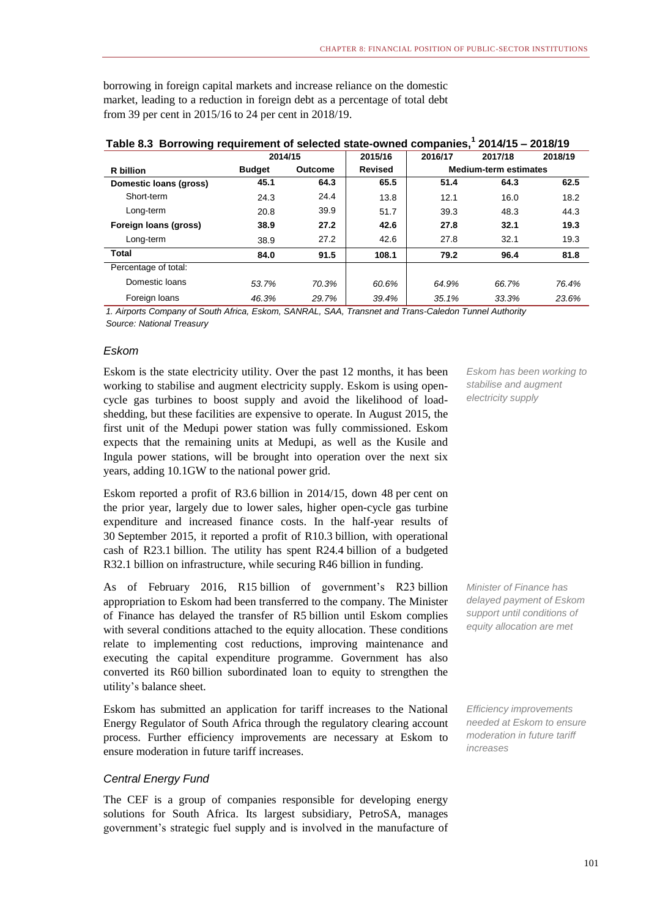borrowing in foreign capital markets and increase reliance on the domestic market, leading to a reduction in foreign debt as a percentage of total debt from 39 per cent in 2015/16 to 24 per cent in 2018/19.

**Table 8.3 Borrowing requirement of selected state-owned companies,[1] 2014/15 – 2018/19**

| R billion | 2014/15 Budget | 2014/15 Outcome | 2015/16 Revised | 2016/17 Medium-term estimates | 2017/18 Medium-term estimates | 2018/19 Medium-term estimates |
|---|---|---|---|---|---|---|
| **Domestic loans (gross)** | **45.1** | **64.3** | **65.5** | **51.4** | **64.3** | **62.5** |
| Short-term | 24.3 | 24.4 | 13.8 | 12.1 | 16.0 | 18.2 |
| Long-term | 20.8 | 39.9 | 51.7 | 39.3 | 48.3 | 44.3 |
| **Foreign loans (gross)** | **38.9** | **27.2** | **42.6** | **27.8** | **32.1** | **19.3** |
| Long-term | 38.9 | 27.2 | 42.6 | 27.8 | 32.1 | 19.3 |
| **Total** | **84.0** | **91.5** | **108.1** | **79.2** | **96.4** | **81.8** |
| Percentage of total: | | | | | | |
| Domestic loans | *53.7%* | *70.3%* | *60.6%* | *64.9%* | *66.7%* | *76.4%* |
| Foreign loans | *46.3%* | *29.7%* | *39.4%* | *35.1%* | *33.3%* | *23.6%* |

*1. Airports Company of South Africa, Eskom, SANRAL, SAA, Transnet and Trans-Caledon Tunnel Authority*
*Source: National Treasury*

### *Eskom*

*Eskom has been working to stabilise and augment electricity supply*

Eskom is the state electricity utility. Over the past 12 months, it has been working to stabilise and augment electricity supply. Eskom is using open-cycle gas turbines to boost supply and avoid the likelihood of load-shedding, but these facilities are expensive to operate. In August 2015, the first unit of the Medupi power station was fully commissioned. Eskom expects that the remaining units at Medupi, as well as the Kusile and Ingula power stations, will be brought into operation over the next six years, adding 10.1GW to the national power grid.

Eskom reported a profit of R3.6 billion in 2014/15, down 48 per cent on the prior year, largely due to lower sales, higher open-cycle gas turbine expenditure and increased finance costs. In the half-year results of 30 September 2015, it reported a profit of R10.3 billion, with operational cash of R23.1 billion. The utility has spent R24.4 billion of a budgeted R32.1 billion on infrastructure, while securing R46 billion in funding.

*Minister of Finance has delayed payment of Eskom support until conditions of equity allocation are met*

As of February 2016, R15 billion of government's R23 billion appropriation to Eskom had been transferred to the company. The Minister of Finance has delayed the transfer of R5 billion until Eskom complies with several conditions attached to the equity allocation. These conditions relate to implementing cost reductions, improving maintenance and executing the capital expenditure programme. Government has also converted its R60 billion subordinated loan to equity to strengthen the utility's balance sheet.

*Efficiency improvements needed at Eskom to ensure moderation in future tariff increases*

Eskom has submitted an application for tariff increases to the National Energy Regulator of South Africa through the regulatory clearing account process. Further efficiency improvements are necessary at Eskom to ensure moderation in future tariff increases.

### *Central Energy Fund*

The CEF is a group of companies responsible for developing energy solutions for South Africa. Its largest subsidiary, PetroSA, manages government's strategic fuel supply and is involved in the manufacture of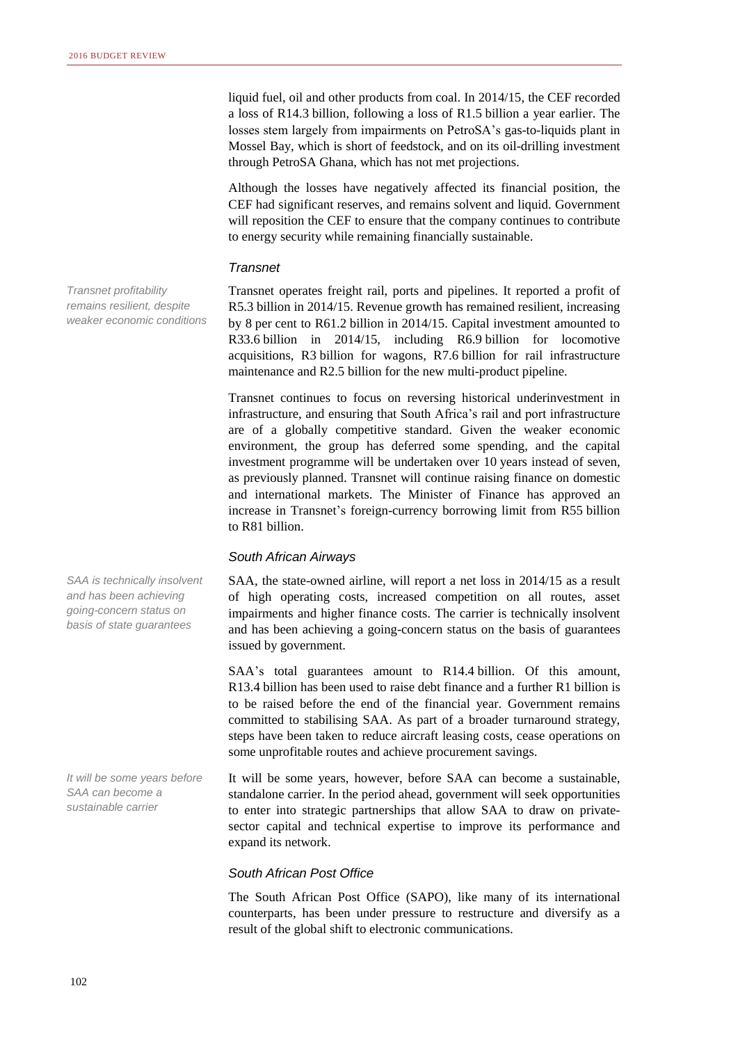liquid fuel, oil and other products from coal. In 2014/15, the CEF recorded a loss of R14.3 billion, following a loss of R1.5 billion a year earlier. The losses stem largely from impairments on PetroSA's gas-to-liquids plant in Mossel Bay, which is short of feedstock, and on its oil-drilling investment through PetroSA Ghana, which has not met projections.

Although the losses have negatively affected its financial position, the CEF had significant reserves, and remains solvent and liquid. Government will reposition the CEF to ensure that the company continues to contribute to energy security while remaining financially sustainable.

### *Transnet*

*Transnet profitability remains resilient, despite weaker economic conditions*

Transnet operates freight rail, ports and pipelines. It reported a profit of R5.3 billion in 2014/15. Revenue growth has remained resilient, increasing by 8 per cent to R61.2 billion in 2014/15. Capital investment amounted to R33.6 billion in 2014/15, including R6.9 billion for locomotive acquisitions, R3 billion for wagons, R7.6 billion for rail infrastructure maintenance and R2.5 billion for the new multi-product pipeline.

Transnet continues to focus on reversing historical underinvestment in infrastructure, and ensuring that South Africa's rail and port infrastructure are of a globally competitive standard. Given the weaker economic environment, the group has deferred some spending, and the capital investment programme will be undertaken over 10 years instead of seven, as previously planned. Transnet will continue raising finance on domestic and international markets. The Minister of Finance has approved an increase in Transnet's foreign-currency borrowing limit from R55 billion to R81 billion.

### *South African Airways*

*SAA is technically insolvent and has been achieving going-concern status on basis of state guarantees*

SAA, the state-owned airline, will report a net loss in 2014/15 as a result of high operating costs, increased competition on all routes, asset impairments and higher finance costs. The carrier is technically insolvent and has been achieving a going-concern status on the basis of guarantees issued by government.

SAA's total guarantees amount to R14.4 billion. Of this amount, R13.4 billion has been used to raise debt finance and a further R1 billion is to be raised before the end of the financial year. Government remains committed to stabilising SAA. As part of a broader turnaround strategy, steps have been taken to reduce aircraft leasing costs, cease operations on some unprofitable routes and achieve procurement savings.

*It will be some years before SAA can become a sustainable carrier*

It will be some years, however, before SAA can become a sustainable, standalone carrier. In the period ahead, government will seek opportunities to enter into strategic partnerships that allow SAA to draw on private-sector capital and technical expertise to improve its performance and expand its network.

### *South African Post Office*

The South African Post Office (SAPO), like many of its international counterparts, has been under pressure to restructure and diversify as a result of the global shift to electronic communications.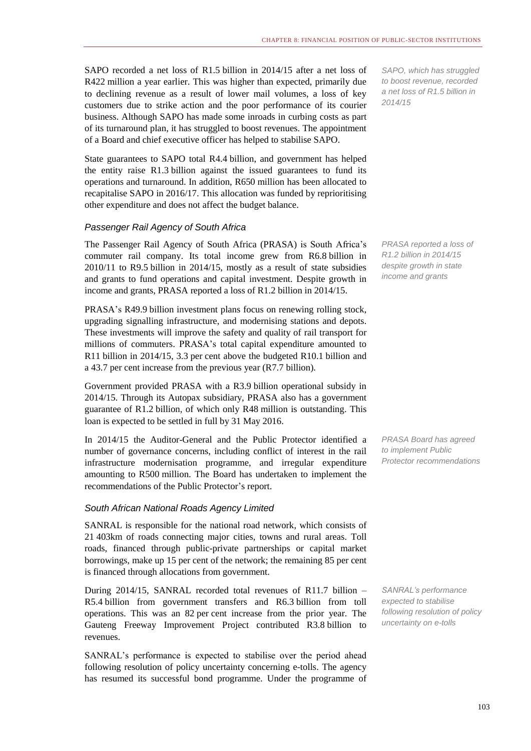SAPO recorded a net loss of R1.5 billion in 2014/15 after a net loss of R422 million a year earlier. This was higher than expected, primarily due to declining revenue as a result of lower mail volumes, a loss of key customers due to strike action and the poor performance of its courier business. Although SAPO has made some inroads in curbing costs as part of its turnaround plan, it has struggled to boost revenues. The appointment of a Board and chief executive officer has helped to stabilise SAPO.

*SAPO, which has struggled to boost revenue, recorded a net loss of R1.5 billion in 2014/15*

State guarantees to SAPO total R4.4 billion, and government has helped the entity raise R1.3 billion against the issued guarantees to fund its operations and turnaround. In addition, R650 million has been allocated to recapitalise SAPO in 2016/17. This allocation was funded by reprioritising other expenditure and does not affect the budget balance.

### *Passenger Rail Agency of South Africa*

The Passenger Rail Agency of South Africa (PRASA) is South Africa's commuter rail company. Its total income grew from R6.8 billion in 2010/11 to R9.5 billion in 2014/15, mostly as a result of state subsidies and grants to fund operations and capital investment. Despite growth in income and grants, PRASA reported a loss of R1.2 billion in 2014/15.

*PRASA reported a loss of R1.2 billion in 2014/15 despite growth in state income and grants*

PRASA's R49.9 billion investment plans focus on renewing rolling stock, upgrading signalling infrastructure, and modernising stations and depots. These investments will improve the safety and quality of rail transport for millions of commuters. PRASA's total capital expenditure amounted to R11 billion in 2014/15, 3.3 per cent above the budgeted R10.1 billion and a 43.7 per cent increase from the previous year (R7.7 billion).

Government provided PRASA with a R3.9 billion operational subsidy in 2014/15. Through its Autopax subsidiary, PRASA also has a government guarantee of R1.2 billion, of which only R48 million is outstanding. This loan is expected to be settled in full by 31 May 2016.

In 2014/15 the Auditor-General and the Public Protector identified a number of governance concerns, including conflict of interest in the rail infrastructure modernisation programme, and irregular expenditure amounting to R500 million. The Board has undertaken to implement the recommendations of the Public Protector's report.

*PRASA Board has agreed to implement Public Protector recommendations*

### *South African National Roads Agency Limited*

SANRAL is responsible for the national road network, which consists of 21 403km of roads connecting major cities, towns and rural areas. Toll roads, financed through public-private partnerships or capital market borrowings, make up 15 per cent of the network; the remaining 85 per cent is financed through allocations from government.

During 2014/15, SANRAL recorded total revenues of R11.7 billion – R5.4 billion from government transfers and R6.3 billion from toll operations. This was an 82 per cent increase from the prior year. The Gauteng Freeway Improvement Project contributed R3.8 billion to revenues.

*SANRAL's performance expected to stabilise following resolution of policy uncertainty on e-tolls*

SANRAL's performance is expected to stabilise over the period ahead following resolution of policy uncertainty concerning e-tolls. The agency has resumed its successful bond programme. Under the programme of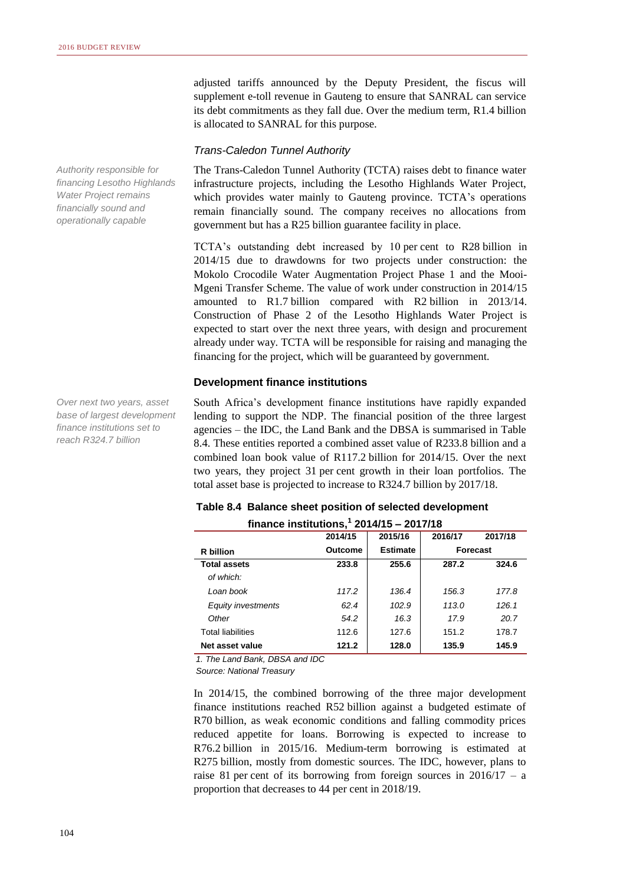adjusted tariffs announced by the Deputy President, the fiscus will supplement e-toll revenue in Gauteng to ensure that SANRAL can service its debt commitments as they fall due. Over the medium term, R1.4 billion is allocated to SANRAL for this purpose.

### *Trans-Caledon Tunnel Authority*

*Authority responsible for financing Lesotho Highlands Water Project remains financially sound and operationally capable*

The Trans-Caledon Tunnel Authority (TCTA) raises debt to finance water infrastructure projects, including the Lesotho Highlands Water Project, which provides water mainly to Gauteng province. TCTA's operations remain financially sound. The company receives no allocations from government but has a R25 billion guarantee facility in place.

TCTA's outstanding debt increased by 10 per cent to R28 billion in 2014/15 due to drawdowns for two projects under construction: the Mokolo Crocodile Water Augmentation Project Phase 1 and the Mooi-Mgeni Transfer Scheme. The value of work under construction in 2014/15 amounted to R1.7 billion compared with R2 billion in 2013/14. Construction of Phase 2 of the Lesotho Highlands Water Project is expected to start over the next three years, with design and procurement already under way. TCTA will be responsible for raising and managing the financing for the project, which will be guaranteed by government.

## Development finance institutions

*Over next two years, asset base of largest development finance institutions set to reach R324.7 billion*

South Africa's development finance institutions have rapidly expanded lending to support the NDP. The financial position of the three largest agencies – the IDC, the Land Bank and the DBSA is summarised in Table 8.4. These entities reported a combined asset value of R233.8 billion and a combined loan book value of R117.2 billion for 2014/15. Over the next two years, they project 31 per cent growth in their loan portfolios. The total asset base is projected to increase to R324.7 billion by 2017/18.

**Table 8.4 Balance sheet position of selected development finance institutions,[1] 2014/15 – 2017/18**

| R billion | 2014/15 Outcome | 2015/16 Estimate | 2016/17 Forecast | 2017/18 Forecast |
|---|---|---|---|---|
| **Total assets** | **233.8** | **255.6** | **287.2** | **324.6** |
| *of which:* | | | | |
| *Loan book* | *117.2* | *136.4* | *156.3* | *177.8* |
| *Equity investments* | *62.4* | *102.9* | *113.0* | *126.1* |
| *Other* | *54.2* | *16.3* | *17.9* | *20.7* |
| Total liabilities | 112.6 | 127.6 | 151.2 | 178.7 |
| **Net asset value** | **121.2** | **128.0** | **135.9** | **145.9** |

*1. The Land Bank, DBSA and IDC*
*Source: National Treasury*

In 2014/15, the combined borrowing of the three major development finance institutions reached R52 billion against a budgeted estimate of R70 billion, as weak economic conditions and falling commodity prices reduced appetite for loans. Borrowing is expected to increase to R76.2 billion in 2015/16. Medium-term borrowing is estimated at R275 billion, mostly from domestic sources. The IDC, however, plans to raise 81 per cent of its borrowing from foreign sources in 2016/17 – a proportion that decreases to 44 per cent in 2018/19.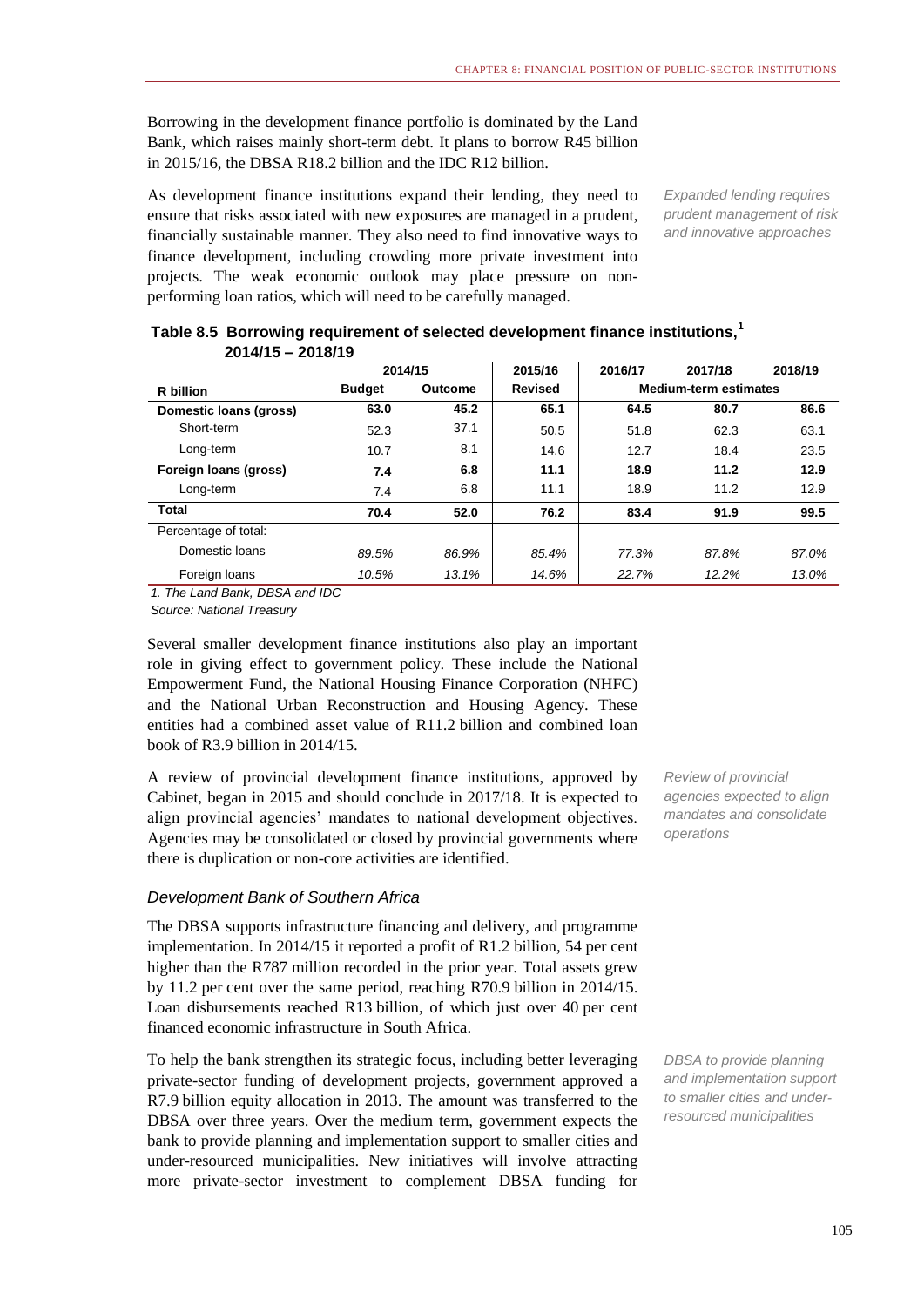Borrowing in the development finance portfolio is dominated by the Land Bank, which raises mainly short-term debt. It plans to borrow R45 billion in 2015/16, the DBSA R18.2 billion and the IDC R12 billion.

As development finance institutions expand their lending, they need to ensure that risks associated with new exposures are managed in a prudent, financially sustainable manner. They also need to find innovative ways to finance development, including crowding more private investment into projects. The weak economic outlook may place pressure on non-performing loan ratios, which will need to be carefully managed.

*Expanded lending requires prudent management of risk and innovative approaches*

**Table 8.5 Borrowing requirement of selected development finance institutions,[1] 2014/15 – 2018/19**

| | 2014/15 | | 2015/16 | 2016/17 | 2017/18 | 2018/19 |
|---|---|---|---|---|---|---|
| **R billion** | **Budget** | **Outcome** | **Revised** | **Medium-term estimates** | | |
| **Domestic loans (gross)** | **63.0** | **45.2** | **65.1** | **64.5** | **80.7** | **86.6** |
| Short-term | 52.3 | 37.1 | 50.5 | 51.8 | 62.3 | 63.1 |
| Long-term | 10.7 | 8.1 | 14.6 | 12.7 | 18.4 | 23.5 |
| **Foreign loans (gross)** | **7.4** | **6.8** | **11.1** | **18.9** | **11.2** | **12.9** |
| Long-term | 7.4 | 6.8 | 11.1 | 18.9 | 11.2 | 12.9 |
| **Total** | **70.4** | **52.0** | **76.2** | **83.4** | **91.9** | **99.5** |
| Percentage of total: | | | | | | |
| Domestic loans | *89.5%* | *86.9%* | *85.4%* | *77.3%* | *87.8%* | *87.0%* |
| Foreign loans | *10.5%* | *13.1%* | *14.6%* | *22.7%* | *12.2%* | *13.0%* |

*1. The Land Bank, DBSA and IDC*
*Source: National Treasury*

Several smaller development finance institutions also play an important role in giving effect to government policy. These include the National Empowerment Fund, the National Housing Finance Corporation (NHFC) and the National Urban Reconstruction and Housing Agency. These entities had a combined asset value of R11.2 billion and combined loan book of R3.9 billion in 2014/15.

A review of provincial development finance institutions, approved by Cabinet, began in 2015 and should conclude in 2017/18. It is expected to align provincial agencies' mandates to national development objectives. Agencies may be consolidated or closed by provincial governments where there is duplication or non-core activities are identified.

*Review of provincial agencies expected to align mandates and consolidate operations*

### *Development Bank of Southern Africa*

The DBSA supports infrastructure financing and delivery, and programme implementation. In 2014/15 it reported a profit of R1.2 billion, 54 per cent higher than the R787 million recorded in the prior year. Total assets grew by 11.2 per cent over the same period, reaching R70.9 billion in 2014/15. Loan disbursements reached R13 billion, of which just over 40 per cent financed economic infrastructure in South Africa.

To help the bank strengthen its strategic focus, including better leveraging private-sector funding of development projects, government approved a R7.9 billion equity allocation in 2013. The amount was transferred to the DBSA over three years. Over the medium term, government expects the bank to provide planning and implementation support to smaller cities and under-resourced municipalities. New initiatives will involve attracting more private-sector investment to complement DBSA funding for

*DBSA to provide planning and implementation support to smaller cities and under-resourced municipalities*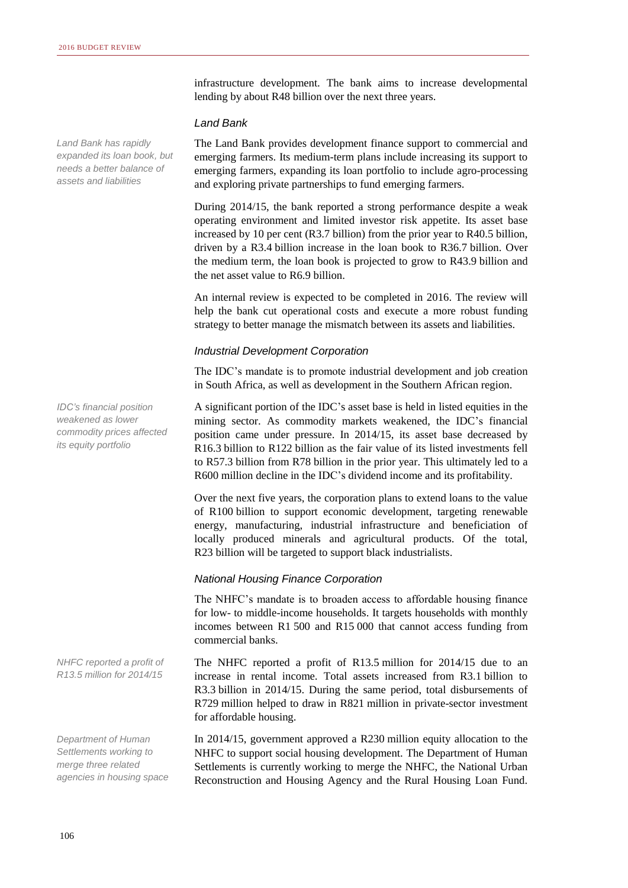infrastructure development. The bank aims to increase developmental lending by about R48 billion over the next three years.

### *Land Bank*

*Land Bank has rapidly expanded its loan book, but needs a better balance of assets and liabilities*

The Land Bank provides development finance support to commercial and emerging farmers. Its medium-term plans include increasing its support to emerging farmers, expanding its loan portfolio to include agro-processing and exploring private partnerships to fund emerging farmers.

During 2014/15, the bank reported a strong performance despite a weak operating environment and limited investor risk appetite. Its asset base increased by 10 per cent (R3.7 billion) from the prior year to R40.5 billion, driven by a R3.4 billion increase in the loan book to R36.7 billion. Over the medium term, the loan book is projected to grow to R43.9 billion and the net asset value to R6.9 billion.

An internal review is expected to be completed in 2016. The review will help the bank cut operational costs and execute a more robust funding strategy to better manage the mismatch between its assets and liabilities.

### *Industrial Development Corporation*

The IDC's mandate is to promote industrial development and job creation in South Africa, as well as development in the Southern African region.

*IDC's financial position weakened as lower commodity prices affected its equity portfolio*

A significant portion of the IDC's asset base is held in listed equities in the mining sector. As commodity markets weakened, the IDC's financial position came under pressure. In 2014/15, its asset base decreased by R16.3 billion to R122 billion as the fair value of its listed investments fell to R57.3 billion from R78 billion in the prior year. This ultimately led to a R600 million decline in the IDC's dividend income and its profitability.

Over the next five years, the corporation plans to extend loans to the value of R100 billion to support economic development, targeting renewable energy, manufacturing, industrial infrastructure and beneficiation of locally produced minerals and agricultural products. Of the total, R23 billion will be targeted to support black industrialists.

### *National Housing Finance Corporation*

The NHFC's mandate is to broaden access to affordable housing finance for low- to middle-income households. It targets households with monthly incomes between R1 500 and R15 000 that cannot access funding from commercial banks.

*NHFC reported a profit of R13.5 million for 2014/15*

The NHFC reported a profit of R13.5 million for 2014/15 due to an increase in rental income. Total assets increased from R3.1 billion to R3.3 billion in 2014/15. During the same period, total disbursements of R729 million helped to draw in R821 million in private-sector investment for affordable housing.

*Department of Human Settlements working to merge three related agencies in housing space*

In 2014/15, government approved a R230 million equity allocation to the NHFC to support social housing development. The Department of Human Settlements is currently working to merge the NHFC, the National Urban Reconstruction and Housing Agency and the Rural Housing Loan Fund.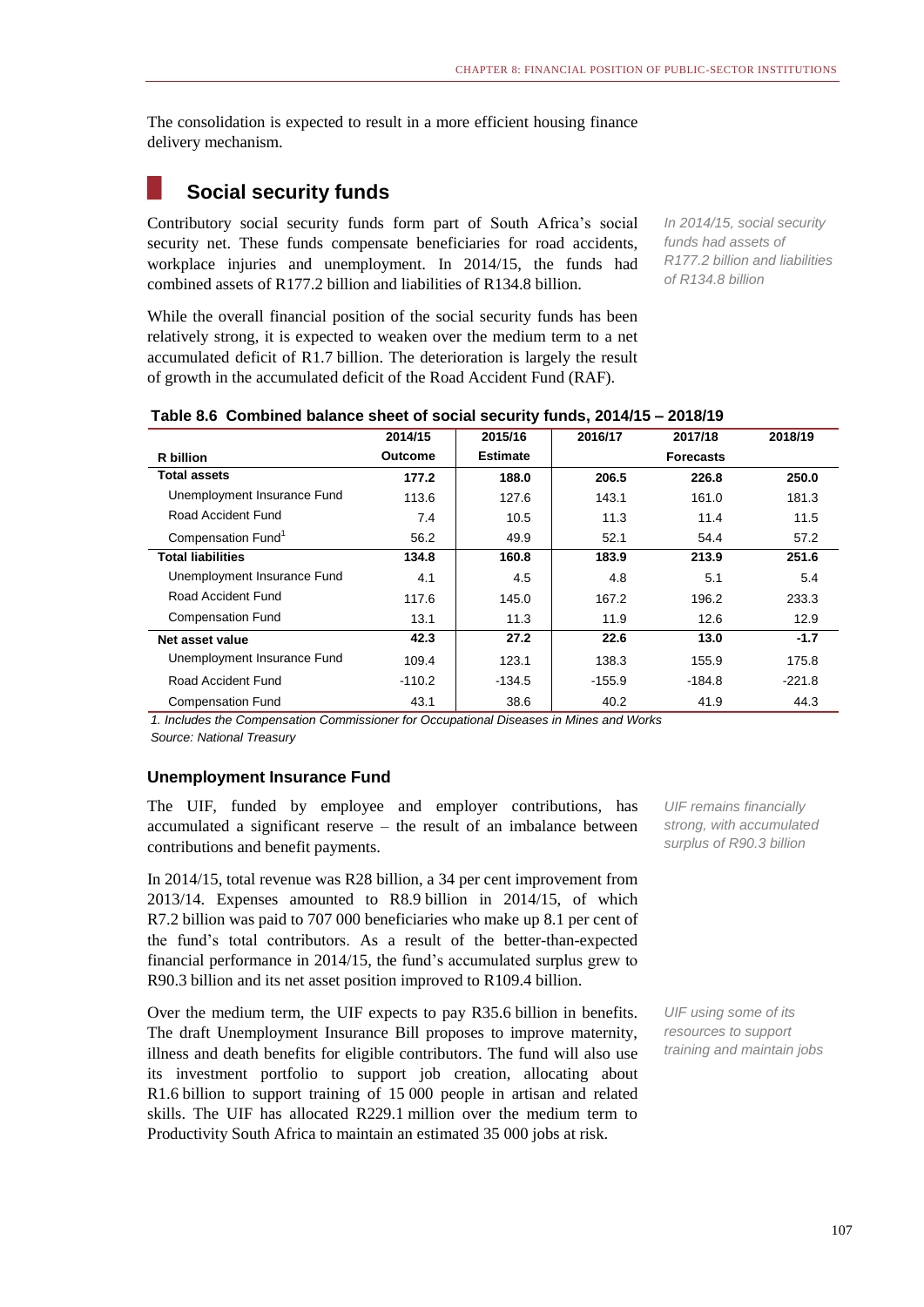The consolidation is expected to result in a more efficient housing finance delivery mechanism.

## Social security funds

Contributory social security funds form part of South Africa's social security net. These funds compensate beneficiaries for road accidents, workplace injuries and unemployment. In 2014/15, the funds had combined assets of R177.2 billion and liabilities of R134.8 billion.

*In 2014/15, social security funds had assets of R177.2 billion and liabilities of R134.8 billion*

While the overall financial position of the social security funds has been relatively strong, it is expected to weaken over the medium term to a net accumulated deficit of R1.7 billion. The deterioration is largely the result of growth in the accumulated deficit of the Road Accident Fund (RAF).

**Table 8.6 Combined balance sheet of social security funds, 2014/15 – 2018/19**

| R billion | 2014/15 Outcome | 2015/16 Estimate | 2016/17 | 2017/18 Forecasts | 2018/19 |
|---|---|---|---|---|---|
| **Total assets** | **177.2** | **188.0** | **206.5** | **226.8** | **250.0** |
| Unemployment Insurance Fund | 113.6 | 127.6 | 143.1 | 161.0 | 181.3 |
| Road Accident Fund | 7.4 | 10.5 | 11.3 | 11.4 | 11.5 |
| Compensation Fund[1] | 56.2 | 49.9 | 52.1 | 54.4 | 57.2 |
| **Total liabilities** | **134.8** | **160.8** | **183.9** | **213.9** | **251.6** |
| Unemployment Insurance Fund | 4.1 | 4.5 | 4.8 | 5.1 | 5.4 |
| Road Accident Fund | 117.6 | 145.0 | 167.2 | 196.2 | 233.3 |
| Compensation Fund | 13.1 | 11.3 | 11.9 | 12.6 | 12.9 |
| **Net asset value** | **42.3** | **27.2** | **22.6** | **13.0** | **-1.7** |
| Unemployment Insurance Fund | 109.4 | 123.1 | 138.3 | 155.9 | 175.8 |
| Road Accident Fund | -110.2 | -134.5 | -155.9 | -184.8 | -221.8 |
| Compensation Fund | 43.1 | 38.6 | 40.2 | 41.9 | 44.3 |

*1. Includes the Compensation Commissioner for Occupational Diseases in Mines and Works*
*Source: National Treasury*

### Unemployment Insurance Fund

The UIF, funded by employee and employer contributions, has accumulated a significant reserve – the result of an imbalance between contributions and benefit payments.

*UIF remains financially strong, with accumulated surplus of R90.3 billion*

In 2014/15, total revenue was R28 billion, a 34 per cent improvement from 2013/14. Expenses amounted to R8.9 billion in 2014/15, of which R7.2 billion was paid to 707 000 beneficiaries who make up 8.1 per cent of the fund's total contributors. As a result of the better-than-expected financial performance in 2014/15, the fund's accumulated surplus grew to R90.3 billion and its net asset position improved to R109.4 billion.

Over the medium term, the UIF expects to pay R35.6 billion in benefits. The draft Unemployment Insurance Bill proposes to improve maternity, illness and death benefits for eligible contributors. The fund will also use its investment portfolio to support job creation, allocating about R1.6 billion to support training of 15 000 people in artisan and related skills. The UIF has allocated R229.1 million over the medium term to Productivity South Africa to maintain an estimated 35 000 jobs at risk.

*UIF using some of its resources to support training and maintain jobs*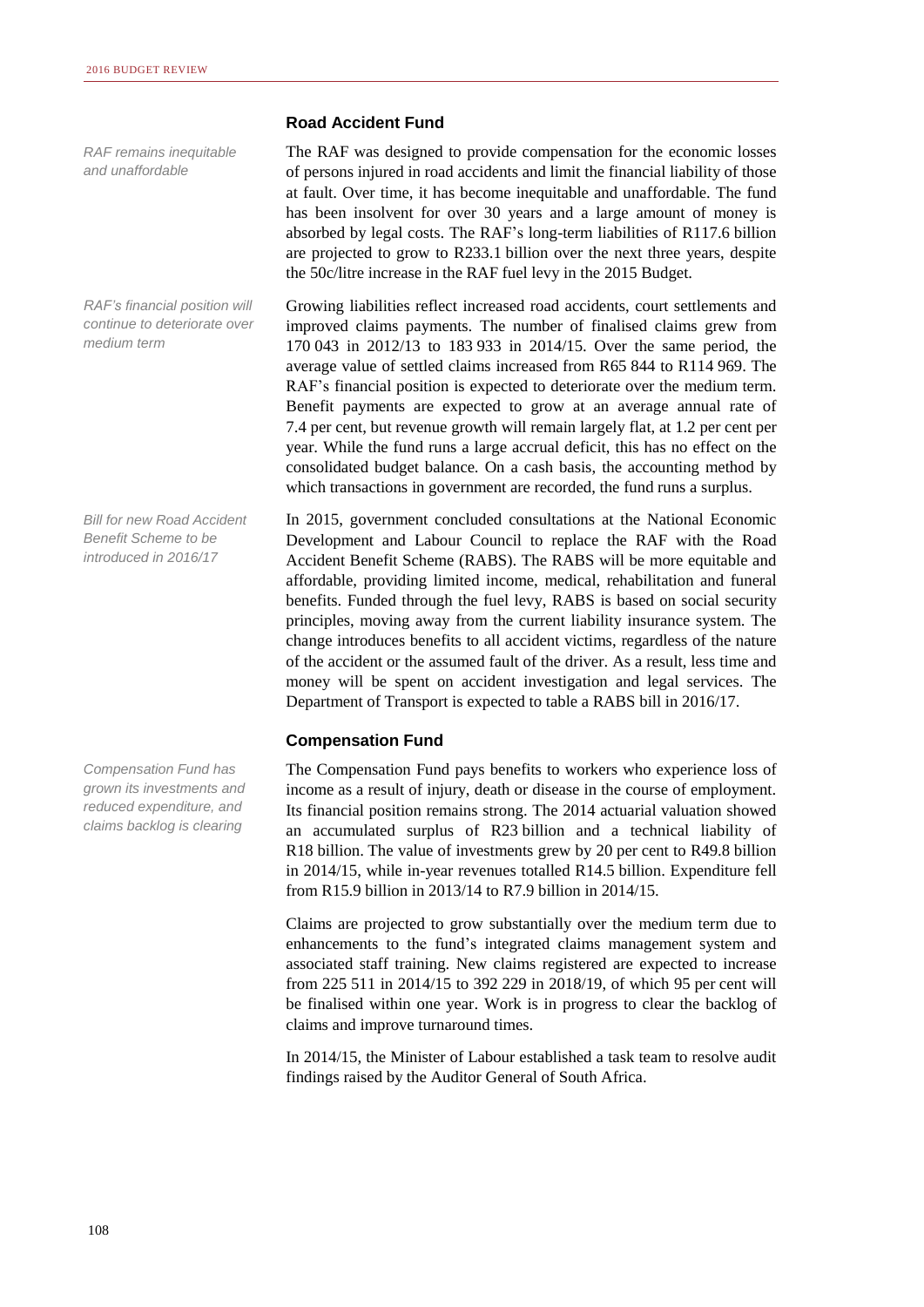### Road Accident Fund

*RAF remains inequitable and unaffordable*

The RAF was designed to provide compensation for the economic losses of persons injured in road accidents and limit the financial liability of those at fault. Over time, it has become inequitable and unaffordable. The fund has been insolvent for over 30 years and a large amount of money is absorbed by legal costs. The RAF's long-term liabilities of R117.6 billion are projected to grow to R233.1 billion over the next three years, despite the 50c/litre increase in the RAF fuel levy in the 2015 Budget.

*RAF's financial position will continue to deteriorate over medium term*

Growing liabilities reflect increased road accidents, court settlements and improved claims payments. The number of finalised claims grew from 170 043 in 2012/13 to 183 933 in 2014/15. Over the same period, the average value of settled claims increased from R65 844 to R114 969. The RAF's financial position is expected to deteriorate over the medium term. Benefit payments are expected to grow at an average annual rate of 7.4 per cent, but revenue growth will remain largely flat, at 1.2 per cent per year. While the fund runs a large accrual deficit, this has no effect on the consolidated budget balance. On a cash basis, the accounting method by which transactions in government are recorded, the fund runs a surplus.

*Bill for new Road Accident Benefit Scheme to be introduced in 2016/17*

In 2015, government concluded consultations at the National Economic Development and Labour Council to replace the RAF with the Road Accident Benefit Scheme (RABS). The RABS will be more equitable and affordable, providing limited income, medical, rehabilitation and funeral benefits. Funded through the fuel levy, RABS is based on social security principles, moving away from the current liability insurance system. The change introduces benefits to all accident victims, regardless of the nature of the accident or the assumed fault of the driver. As a result, less time and money will be spent on accident investigation and legal services. The Department of Transport is expected to table a RABS bill in 2016/17.

### Compensation Fund

*Compensation Fund has grown its investments and reduced expenditure, and claims backlog is clearing*

The Compensation Fund pays benefits to workers who experience loss of income as a result of injury, death or disease in the course of employment. Its financial position remains strong. The 2014 actuarial valuation showed an accumulated surplus of R23 billion and a technical liability of R18 billion. The value of investments grew by 20 per cent to R49.8 billion in 2014/15, while in-year revenues totalled R14.5 billion. Expenditure fell from R15.9 billion in 2013/14 to R7.9 billion in 2014/15.

Claims are projected to grow substantially over the medium term due to enhancements to the fund's integrated claims management system and associated staff training. New claims registered are expected to increase from 225 511 in 2014/15 to 392 229 in 2018/19, of which 95 per cent will be finalised within one year. Work is in progress to clear the backlog of claims and improve turnaround times.

In 2014/15, the Minister of Labour established a task team to resolve audit findings raised by the Auditor General of South Africa.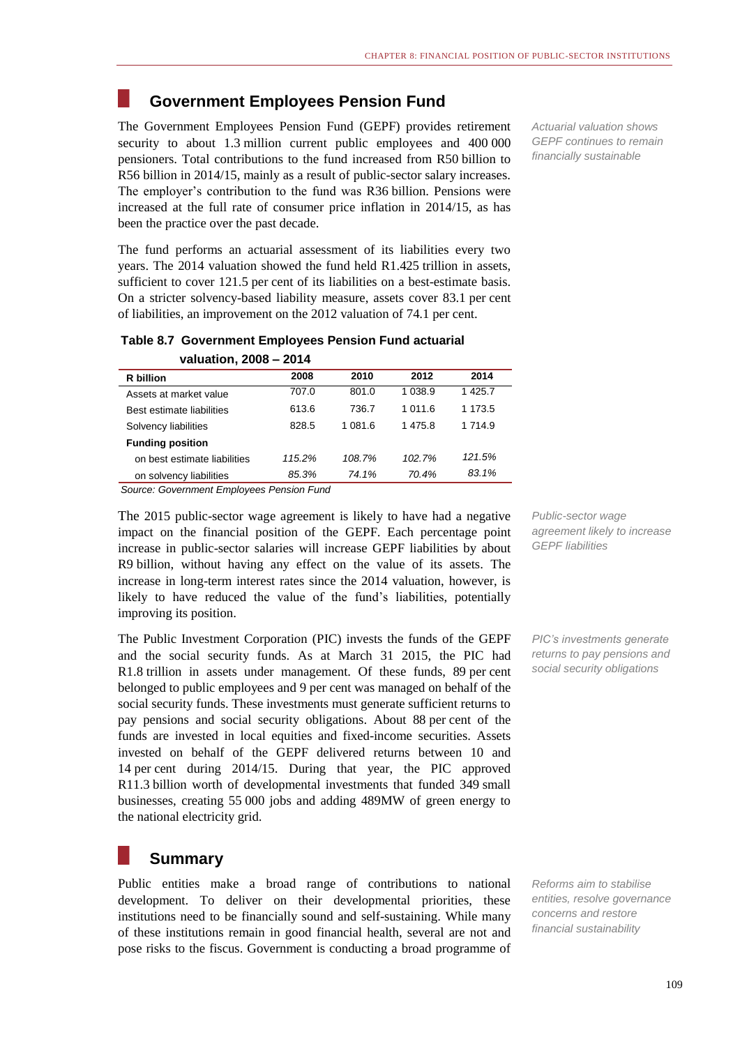## Government Employees Pension Fund

The Government Employees Pension Fund (GEPF) provides retirement security to about 1.3 million current public employees and 400 000 pensioners. Total contributions to the fund increased from R50 billion to R56 billion in 2014/15, mainly as a result of public-sector salary increases. The employer's contribution to the fund was R36 billion. Pensions were increased at the full rate of consumer price inflation in 2014/15, as has been the practice over the past decade.

*Actuarial valuation shows GEPF continues to remain financially sustainable*

The fund performs an actuarial assessment of its liabilities every two years. The 2014 valuation showed the fund held R1.425 trillion in assets, sufficient to cover 121.5 per cent of its liabilities on a best-estimate basis. On a stricter solvency-based liability measure, assets cover 83.1 per cent of liabilities, an improvement on the 2012 valuation of 74.1 per cent.

**Table 8.7 Government Employees Pension Fund actuarial valuation, 2008 – 2014**

| R billion | 2008 | 2010 | 2012 | 2014 |
|---|---|---|---|---|
| Assets at market value | 707.0 | 801.0 | 1 038.9 | 1 425.7 |
| Best estimate liabilities | 613.6 | 736.7 | 1 011.6 | 1 173.5 |
| Solvency liabilities | 828.5 | 1 081.6 | 1 475.8 | 1 714.9 |
| **Funding position** | | | | |
| on best estimate liabilities | *115.2%* | *108.7%* | *102.7%* | *121.5%* |
| on solvency liabilities | *85.3%* | *74.1%* | *70.4%* | *83.1%* |

*Source: Government Employees Pension Fund*

*Public-sector wage agreement likely to increase GEPF liabilities*

The 2015 public-sector wage agreement is likely to have had a negative impact on the financial position of the GEPF. Each percentage point increase in public-sector salaries will increase GEPF liabilities by about R9 billion, without having any effect on the value of its assets. The increase in long-term interest rates since the 2014 valuation, however, is likely to have reduced the value of the fund's liabilities, potentially improving its position.

*PIC's investments generate returns to pay pensions and social security obligations*

The Public Investment Corporation (PIC) invests the funds of the GEPF and the social security funds. As at March 31 2015, the PIC had R1.8 trillion in assets under management. Of these funds, 89 per cent belonged to public employees and 9 per cent was managed on behalf of the social security funds. These investments must generate sufficient returns to pay pensions and social security obligations. About 88 per cent of the funds are invested in local equities and fixed-income securities. Assets invested on behalf of the GEPF delivered returns between 10 and 14 per cent during 2014/15. During that year, the PIC approved R11.3 billion worth of developmental investments that funded 349 small businesses, creating 55 000 jobs and adding 489MW of green energy to the national electricity grid.

## Summary

*Reforms aim to stabilise entities, resolve governance concerns and restore financial sustainability*

Public entities make a broad range of contributions to national development. To deliver on their developmental priorities, these institutions need to be financially sound and self-sustaining. While many of these institutions remain in good financial health, several are not and pose risks to the fiscus. Government is conducting a broad programme of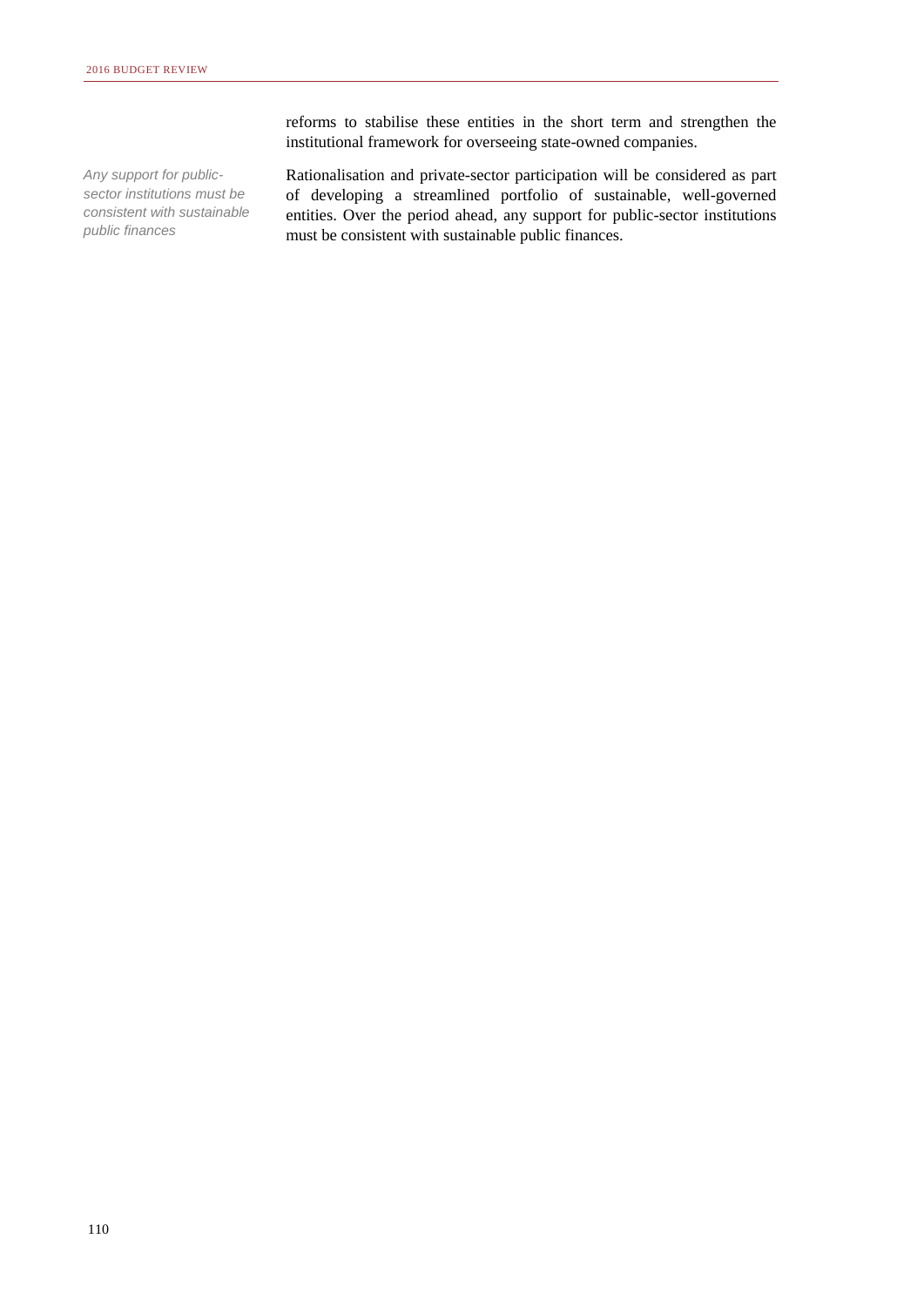reforms to stabilise these entities in the short term and strengthen the institutional framework for overseeing state-owned companies.

*Any support for public-sector institutions must be consistent with sustainable public finances*

Rationalisation and private-sector participation will be considered as part of developing a streamlined portfolio of sustainable, well-governed entities. Over the period ahead, any support for public-sector institutions must be consistent with sustainable public finances.